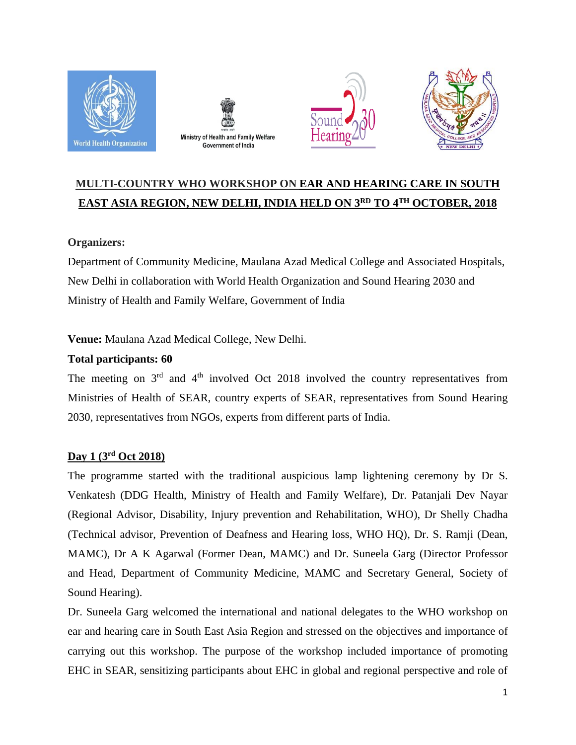Ministry of Health and Family Welfare
Government of India

# MULTI-COUNTRY WHO WORKSHOP ON EAR AND HEARING CARE IN SOUTH EAST ASIA REGION, NEW DELHI, INDIA HELD ON 3RD TO 4TH OCTOBER, 2018

**Organizers:**

Department of Community Medicine, Maulana Azad Medical College and Associated Hospitals, New Delhi in collaboration with World Health Organization and Sound Hearing 2030 and Ministry of Health and Family Welfare, Government of India

**Venue:** Maulana Azad Medical College, New Delhi.

**Total participants: 60**

The meeting on 3rd and 4th involved Oct 2018 involved the country representatives from Ministries of Health of SEAR, country experts of SEAR, representatives from Sound Hearing 2030, representatives from NGOs, experts from different parts of India.

## Day 1 (3rd Oct 2018)

The programme started with the traditional auspicious lamp lightening ceremony by Dr S. Venkatesh (DDG Health, Ministry of Health and Family Welfare), Dr. Patanjali Dev Nayar (Regional Advisor, Disability, Injury prevention and Rehabilitation, WHO), Dr Shelly Chadha (Technical advisor, Prevention of Deafness and Hearing loss, WHO HQ), Dr. S. Ramji (Dean, MAMC), Dr A K Agarwal (Former Dean, MAMC) and Dr. Suneela Garg (Director Professor and Head, Department of Community Medicine, MAMC and Secretary General, Society of Sound Hearing).

Dr. Suneela Garg welcomed the international and national delegates to the WHO workshop on ear and hearing care in South East Asia Region and stressed on the objectives and importance of carrying out this workshop. The purpose of the workshop included importance of promoting EHC in SEAR, sensitizing participants about EHC in global and regional perspective and role of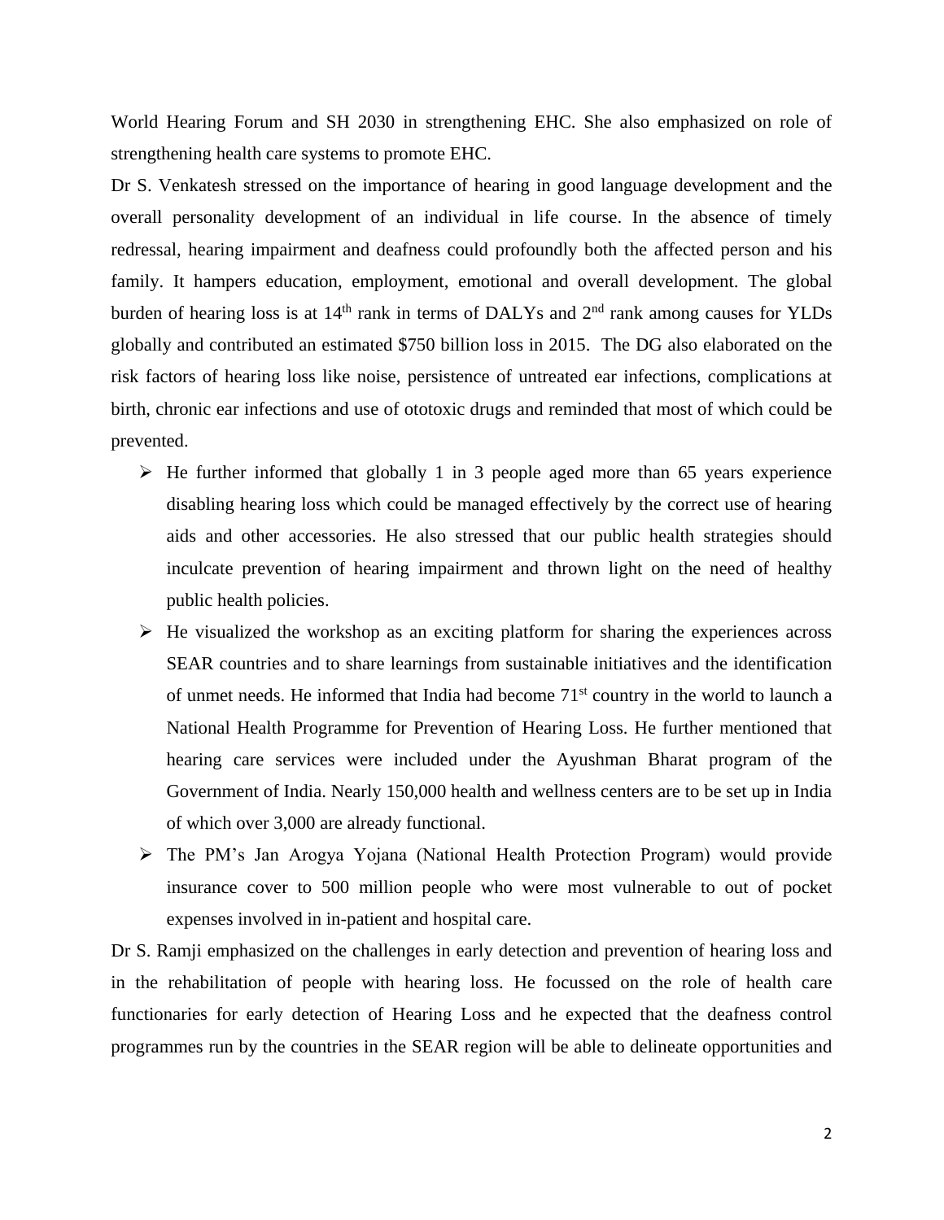World Hearing Forum and SH 2030 in strengthening EHC. She also emphasized on role of strengthening health care systems to promote EHC.

Dr S. Venkatesh stressed on the importance of hearing in good language development and the overall personality development of an individual in life course. In the absence of timely redressal, hearing impairment and deafness could profoundly both the affected person and his family. It hampers education, employment, emotional and overall development. The global burden of hearing loss is at 14th rank in terms of DALYs and 2nd rank among causes for YLDs globally and contributed an estimated $750 billion loss in 2015. The DG also elaborated on the risk factors of hearing loss like noise, persistence of untreated ear infections, complications at birth, chronic ear infections and use of ototoxic drugs and reminded that most of which could be prevented.

- He further informed that globally 1 in 3 people aged more than 65 years experience disabling hearing loss which could be managed effectively by the correct use of hearing aids and other accessories. He also stressed that our public health strategies should inculcate prevention of hearing impairment and thrown light on the need of healthy public health policies.
- He visualized the workshop as an exciting platform for sharing the experiences across SEAR countries and to share learnings from sustainable initiatives and the identification of unmet needs. He informed that India had become 71st country in the world to launch a National Health Programme for Prevention of Hearing Loss. He further mentioned that hearing care services were included under the Ayushman Bharat program of the Government of India. Nearly 150,000 health and wellness centers are to be set up in India of which over 3,000 are already functional.
- The PM's Jan Arogya Yojana (National Health Protection Program) would provide insurance cover to 500 million people who were most vulnerable to out of pocket expenses involved in in-patient and hospital care.

Dr S. Ramji emphasized on the challenges in early detection and prevention of hearing loss and in the rehabilitation of people with hearing loss. He focussed on the role of health care functionaries for early detection of Hearing Loss and he expected that the deafness control programmes run by the countries in the SEAR region will be able to delineate opportunities and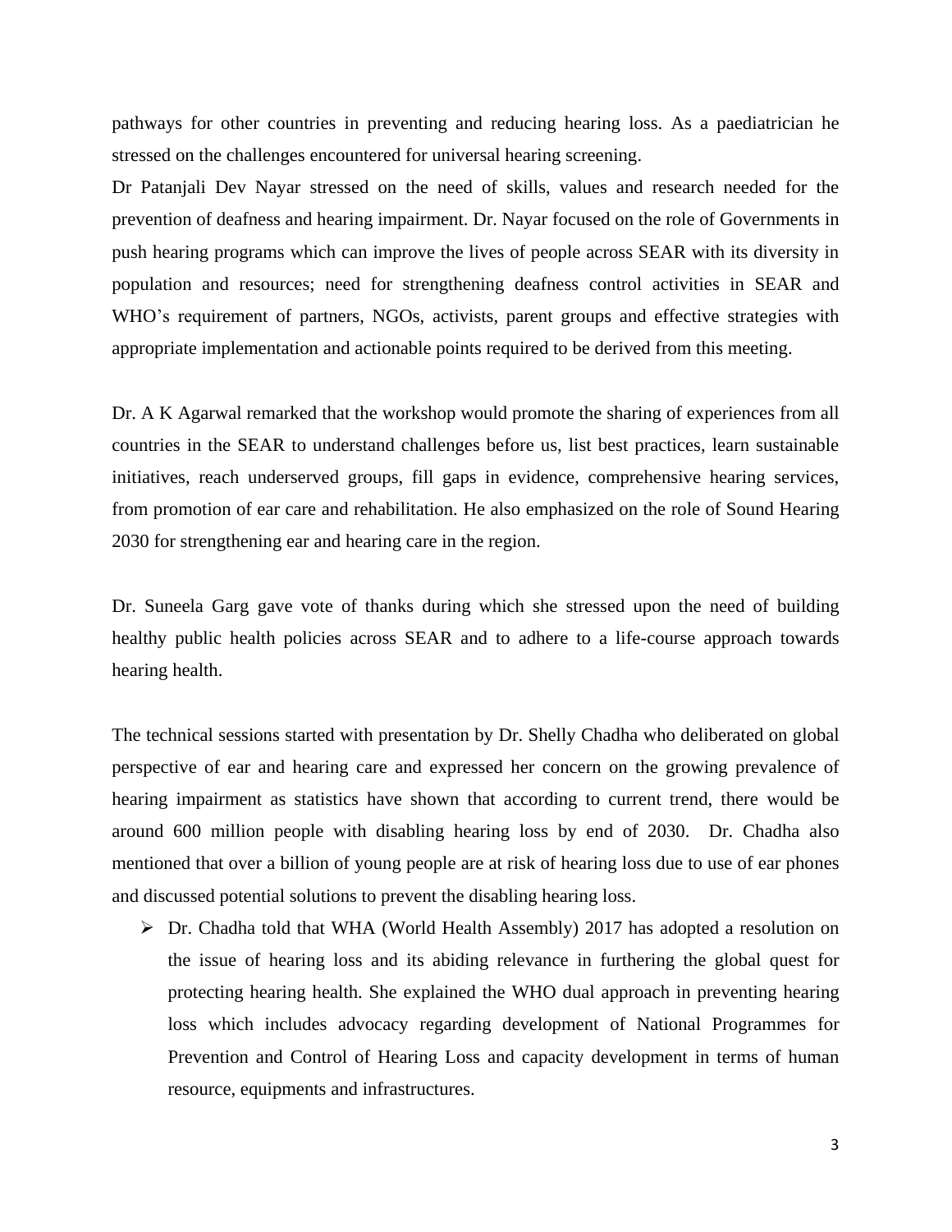pathways for other countries in preventing and reducing hearing loss. As a paediatrician he stressed on the challenges encountered for universal hearing screening.

Dr Patanjali Dev Nayar stressed on the need of skills, values and research needed for the prevention of deafness and hearing impairment. Dr. Nayar focused on the role of Governments in push hearing programs which can improve the lives of people across SEAR with its diversity in population and resources; need for strengthening deafness control activities in SEAR and WHO's requirement of partners, NGOs, activists, parent groups and effective strategies with appropriate implementation and actionable points required to be derived from this meeting.

Dr. A K Agarwal remarked that the workshop would promote the sharing of experiences from all countries in the SEAR to understand challenges before us, list best practices, learn sustainable initiatives, reach underserved groups, fill gaps in evidence, comprehensive hearing services, from promotion of ear care and rehabilitation. He also emphasized on the role of Sound Hearing 2030 for strengthening ear and hearing care in the region.

Dr. Suneela Garg gave vote of thanks during which she stressed upon the need of building healthy public health policies across SEAR and to adhere to a life-course approach towards hearing health.

The technical sessions started with presentation by Dr. Shelly Chadha who deliberated on global perspective of ear and hearing care and expressed her concern on the growing prevalence of hearing impairment as statistics have shown that according to current trend, there would be around 600 million people with disabling hearing loss by end of 2030. Dr. Chadha also mentioned that over a billion of young people are at risk of hearing loss due to use of ear phones and discussed potential solutions to prevent the disabling hearing loss.

- Dr. Chadha told that WHA (World Health Assembly) 2017 has adopted a resolution on the issue of hearing loss and its abiding relevance in furthering the global quest for protecting hearing health. She explained the WHO dual approach in preventing hearing loss which includes advocacy regarding development of National Programmes for Prevention and Control of Hearing Loss and capacity development in terms of human resource, equipments and infrastructures.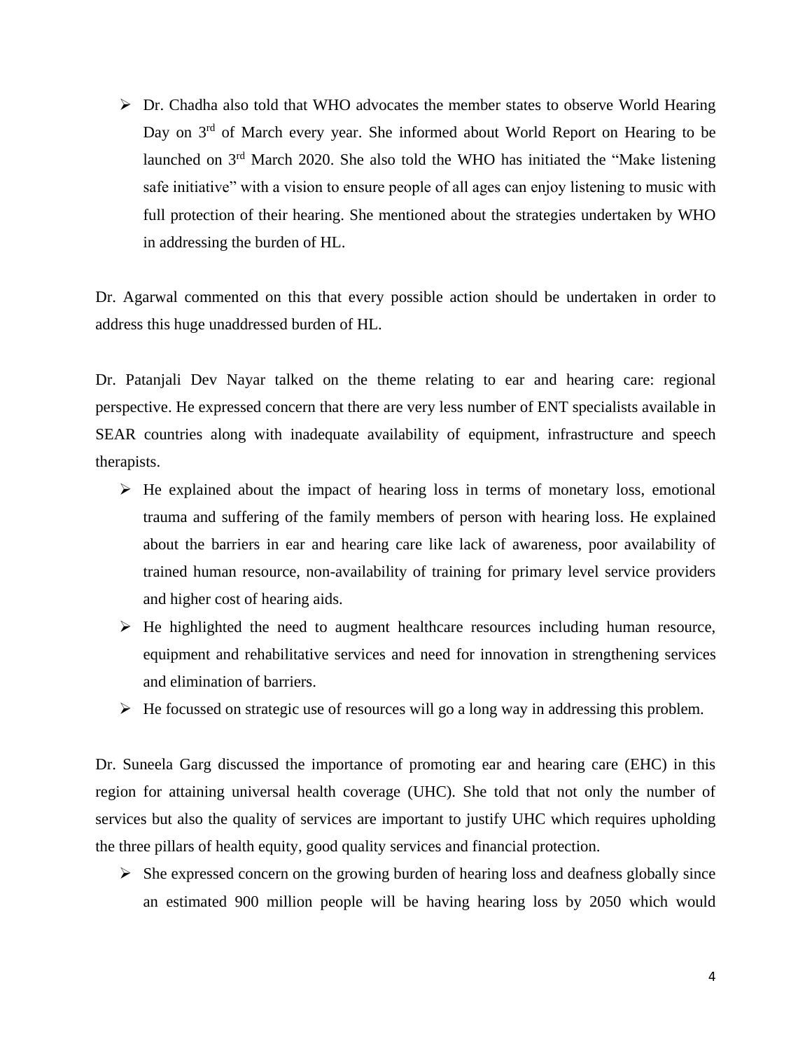- Dr. Chadha also told that WHO advocates the member states to observe World Hearing Day on 3rd of March every year. She informed about World Report on Hearing to be launched on 3rd March 2020. She also told the WHO has initiated the "Make listening safe initiative" with a vision to ensure people of all ages can enjoy listening to music with full protection of their hearing. She mentioned about the strategies undertaken by WHO in addressing the burden of HL.

Dr. Agarwal commented on this that every possible action should be undertaken in order to address this huge unaddressed burden of HL.

Dr. Patanjali Dev Nayar talked on the theme relating to ear and hearing care: regional perspective. He expressed concern that there are very less number of ENT specialists available in SEAR countries along with inadequate availability of equipment, infrastructure and speech therapists.

- He explained about the impact of hearing loss in terms of monetary loss, emotional trauma and suffering of the family members of person with hearing loss. He explained about the barriers in ear and hearing care like lack of awareness, poor availability of trained human resource, non-availability of training for primary level service providers and higher cost of hearing aids.
- He highlighted the need to augment healthcare resources including human resource, equipment and rehabilitative services and need for innovation in strengthening services and elimination of barriers.
- He focussed on strategic use of resources will go a long way in addressing this problem.

Dr. Suneela Garg discussed the importance of promoting ear and hearing care (EHC) in this region for attaining universal health coverage (UHC). She told that not only the number of services but also the quality of services are important to justify UHC which requires upholding the three pillars of health equity, good quality services and financial protection.

- She expressed concern on the growing burden of hearing loss and deafness globally since an estimated 900 million people will be having hearing loss by 2050 which would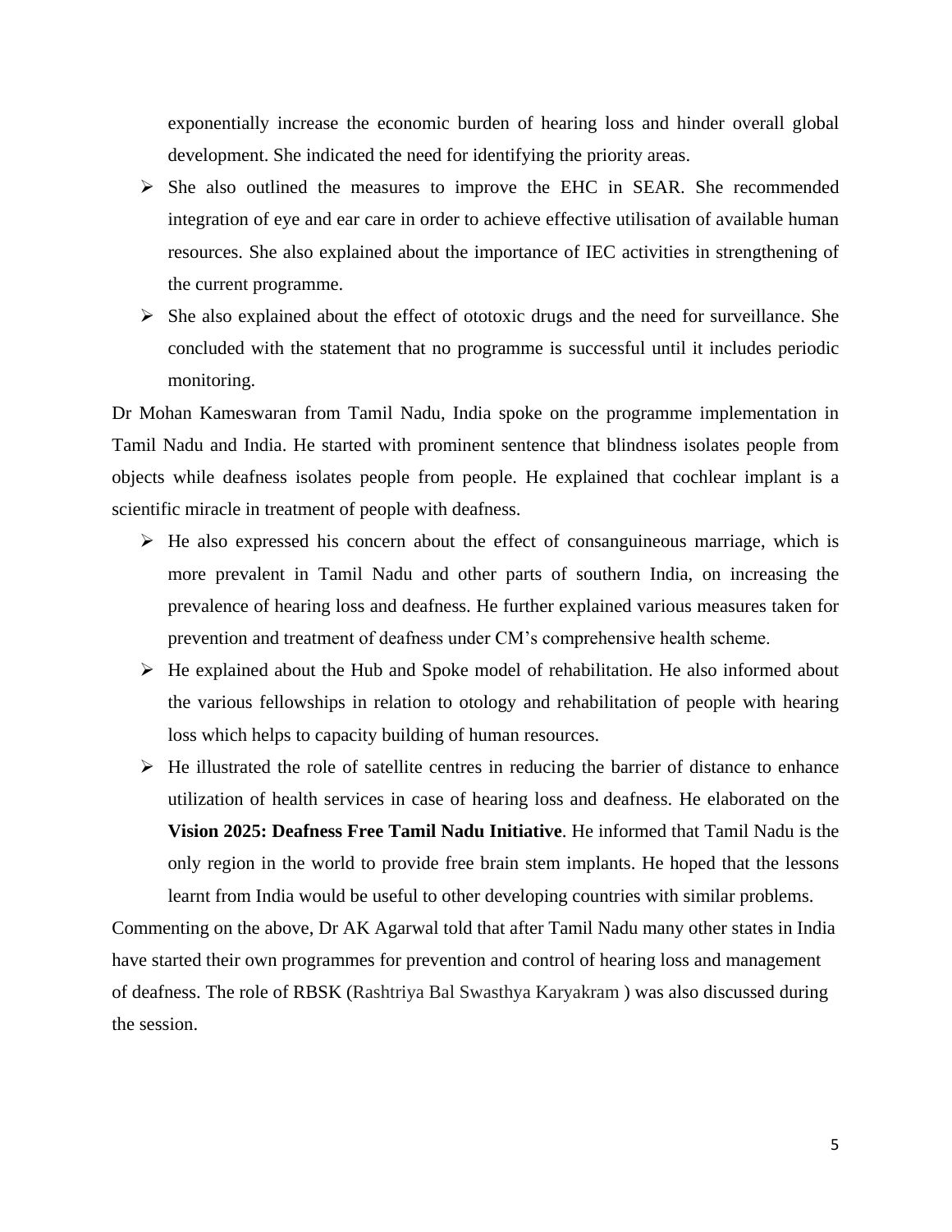exponentially increase the economic burden of hearing loss and hinder overall global development. She indicated the need for identifying the priority areas.

- She also outlined the measures to improve the EHC in SEAR. She recommended integration of eye and ear care in order to achieve effective utilisation of available human resources. She also explained about the importance of IEC activities in strengthening of the current programme.
- She also explained about the effect of ototoxic drugs and the need for surveillance. She concluded with the statement that no programme is successful until it includes periodic monitoring.

Dr Mohan Kameswaran from Tamil Nadu, India spoke on the programme implementation in Tamil Nadu and India. He started with prominent sentence that blindness isolates people from objects while deafness isolates people from people. He explained that cochlear implant is a scientific miracle in treatment of people with deafness.

- He also expressed his concern about the effect of consanguineous marriage, which is more prevalent in Tamil Nadu and other parts of southern India, on increasing the prevalence of hearing loss and deafness. He further explained various measures taken for prevention and treatment of deafness under CM's comprehensive health scheme.
- He explained about the Hub and Spoke model of rehabilitation. He also informed about the various fellowships in relation to otology and rehabilitation of people with hearing loss which helps to capacity building of human resources.
- He illustrated the role of satellite centres in reducing the barrier of distance to enhance utilization of health services in case of hearing loss and deafness. He elaborated on the **Vision 2025: Deafness Free Tamil Nadu Initiative**. He informed that Tamil Nadu is the only region in the world to provide free brain stem implants. He hoped that the lessons learnt from India would be useful to other developing countries with similar problems.

Commenting on the above, Dr AK Agarwal told that after Tamil Nadu many other states in India have started their own programmes for prevention and control of hearing loss and management of deafness. The role of RBSK (Rashtriya Bal Swasthya Karyakram ) was also discussed during the session.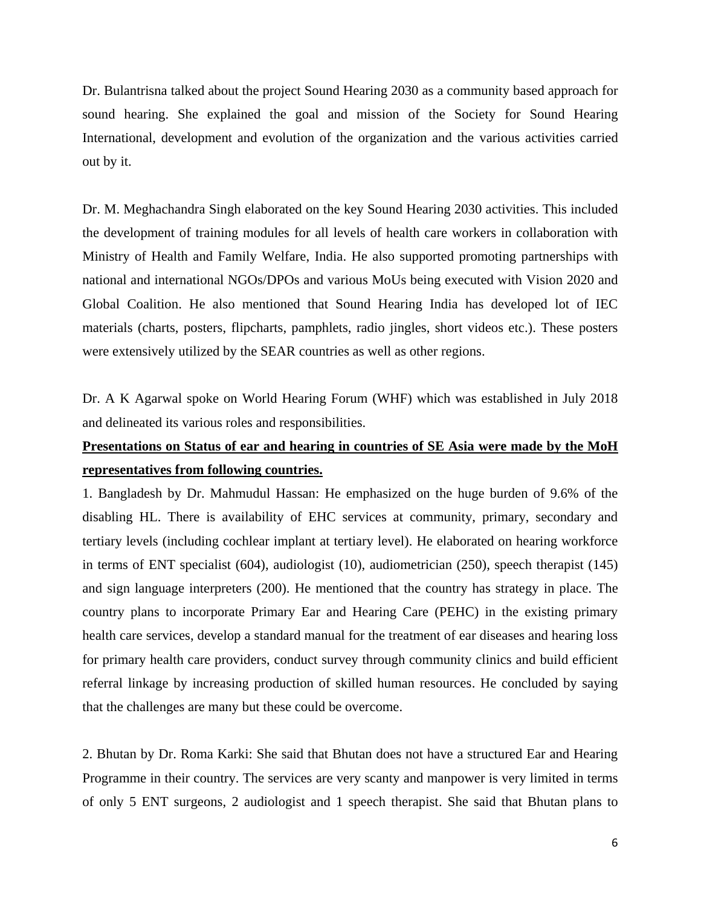Dr. Bulantrisna talked about the project Sound Hearing 2030 as a community based approach for sound hearing. She explained the goal and mission of the Society for Sound Hearing International, development and evolution of the organization and the various activities carried out by it.

Dr. M. Meghachandra Singh elaborated on the key Sound Hearing 2030 activities. This included the development of training modules for all levels of health care workers in collaboration with Ministry of Health and Family Welfare, India. He also supported promoting partnerships with national and international NGOs/DPOs and various MoUs being executed with Vision 2020 and Global Coalition. He also mentioned that Sound Hearing India has developed lot of IEC materials (charts, posters, flipcharts, pamphlets, radio jingles, short videos etc.). These posters were extensively utilized by the SEAR countries as well as other regions.

Dr. A K Agarwal spoke on World Hearing Forum (WHF) which was established in July 2018 and delineated its various roles and responsibilities.

**<u>Presentations on Status of ear and hearing in countries of SE Asia were made by the MoH representatives from following countries.</u>**

1. Bangladesh by Dr. Mahmudul Hassan: He emphasized on the huge burden of 9.6% of the disabling HL. There is availability of EHC services at community, primary, secondary and tertiary levels (including cochlear implant at tertiary level). He elaborated on hearing workforce in terms of ENT specialist (604), audiologist (10), audiometrician (250), speech therapist (145) and sign language interpreters (200). He mentioned that the country has strategy in place. The country plans to incorporate Primary Ear and Hearing Care (PEHC) in the existing primary health care services, develop a standard manual for the treatment of ear diseases and hearing loss for primary health care providers, conduct survey through community clinics and build efficient referral linkage by increasing production of skilled human resources. He concluded by saying that the challenges are many but these could be overcome.

2. Bhutan by Dr. Roma Karki: She said that Bhutan does not have a structured Ear and Hearing Programme in their country. The services are very scanty and manpower is very limited in terms of only 5 ENT surgeons, 2 audiologist and 1 speech therapist. She said that Bhutan plans to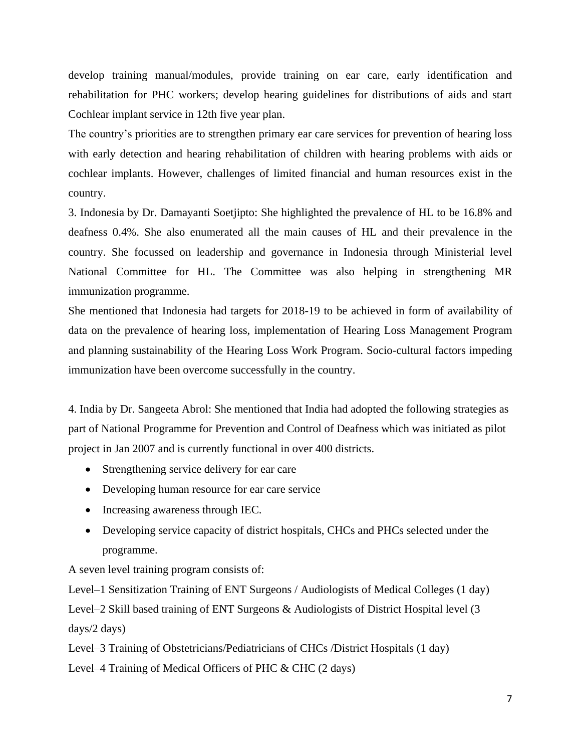develop training manual/modules, provide training on ear care, early identification and rehabilitation for PHC workers; develop hearing guidelines for distributions of aids and start Cochlear implant service in 12th five year plan.

The country's priorities are to strengthen primary ear care services for prevention of hearing loss with early detection and hearing rehabilitation of children with hearing problems with aids or cochlear implants. However, challenges of limited financial and human resources exist in the country.

3. Indonesia by Dr. Damayanti Soetjipto: She highlighted the prevalence of HL to be 16.8% and deafness 0.4%. She also enumerated all the main causes of HL and their prevalence in the country. She focussed on leadership and governance in Indonesia through Ministerial level National Committee for HL. The Committee was also helping in strengthening MR immunization programme.

She mentioned that Indonesia had targets for 2018-19 to be achieved in form of availability of data on the prevalence of hearing loss, implementation of Hearing Loss Management Program and planning sustainability of the Hearing Loss Work Program. Socio-cultural factors impeding immunization have been overcome successfully in the country.

4. India by Dr. Sangeeta Abrol: She mentioned that India had adopted the following strategies as part of National Programme for Prevention and Control of Deafness which was initiated as pilot project in Jan 2007 and is currently functional in over 400 districts.

- Strengthening service delivery for ear care
- Developing human resource for ear care service
- Increasing awareness through IEC.
- Developing service capacity of district hospitals, CHCs and PHCs selected under the programme.

A seven level training program consists of:

Level–1 Sensitization Training of ENT Surgeons / Audiologists of Medical Colleges (1 day)

Level–2 Skill based training of ENT Surgeons & Audiologists of District Hospital level (3 days/2 days)

Level–3 Training of Obstetricians/Pediatricians of CHCs /District Hospitals (1 day)

Level–4 Training of Medical Officers of PHC & CHC (2 days)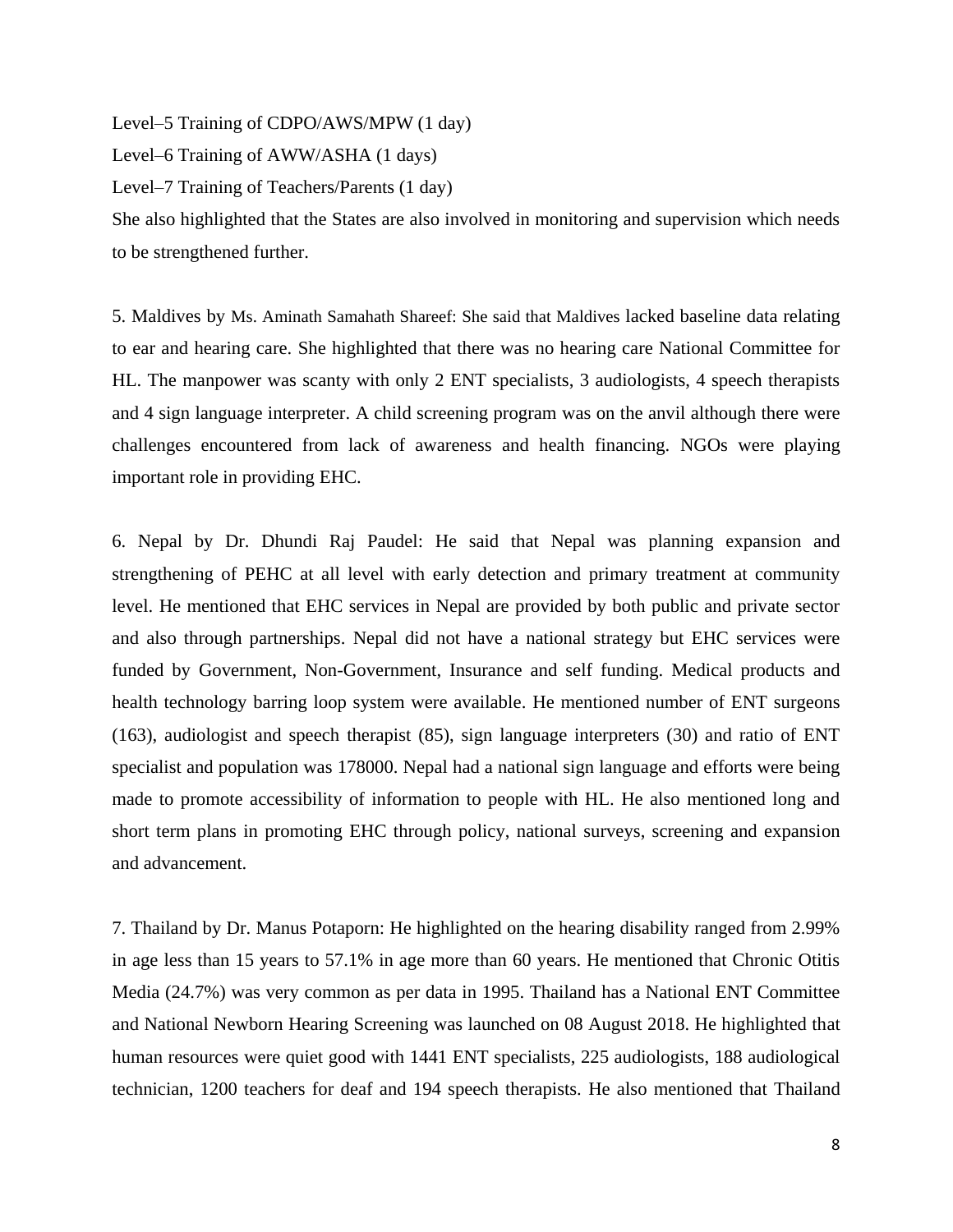Level–5 Training of CDPO/AWS/MPW (1 day)

Level–6 Training of AWW/ASHA (1 days)

Level–7 Training of Teachers/Parents (1 day)

She also highlighted that the States are also involved in monitoring and supervision which needs to be strengthened further.

5. Maldives by Ms. Aminath Samahath Shareef: She said that Maldives lacked baseline data relating to ear and hearing care. She highlighted that there was no hearing care National Committee for HL. The manpower was scanty with only 2 ENT specialists, 3 audiologists, 4 speech therapists and 4 sign language interpreter. A child screening program was on the anvil although there were challenges encountered from lack of awareness and health financing. NGOs were playing important role in providing EHC.

6. Nepal by Dr. Dhundi Raj Paudel: He said that Nepal was planning expansion and strengthening of PEHC at all level with early detection and primary treatment at community level. He mentioned that EHC services in Nepal are provided by both public and private sector and also through partnerships. Nepal did not have a national strategy but EHC services were funded by Government, Non-Government, Insurance and self funding. Medical products and health technology barring loop system were available. He mentioned number of ENT surgeons (163), audiologist and speech therapist (85), sign language interpreters (30) and ratio of ENT specialist and population was 178000. Nepal had a national sign language and efforts were being made to promote accessibility of information to people with HL. He also mentioned long and short term plans in promoting EHC through policy, national surveys, screening and expansion and advancement.

7. Thailand by Dr. Manus Potaporn: He highlighted on the hearing disability ranged from 2.99% in age less than 15 years to 57.1% in age more than 60 years. He mentioned that Chronic Otitis Media (24.7%) was very common as per data in 1995. Thailand has a National ENT Committee and National Newborn Hearing Screening was launched on 08 August 2018. He highlighted that human resources were quiet good with 1441 ENT specialists, 225 audiologists, 188 audiological technician, 1200 teachers for deaf and 194 speech therapists. He also mentioned that Thailand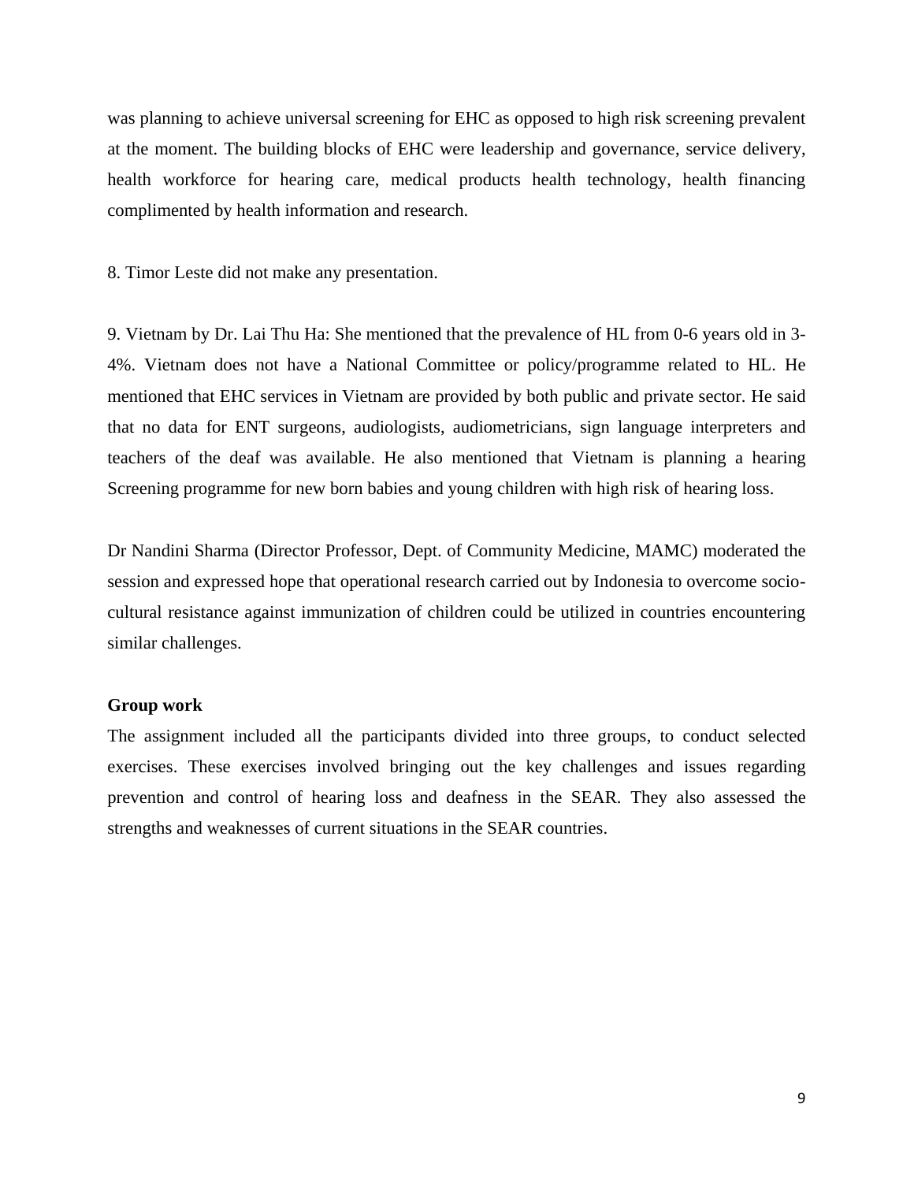was planning to achieve universal screening for EHC as opposed to high risk screening prevalent at the moment. The building blocks of EHC were leadership and governance, service delivery, health workforce for hearing care, medical products health technology, health financing complimented by health information and research.

8. Timor Leste did not make any presentation.

9. Vietnam by Dr. Lai Thu Ha: She mentioned that the prevalence of HL from 0-6 years old in 3-4%. Vietnam does not have a National Committee or policy/programme related to HL. He mentioned that EHC services in Vietnam are provided by both public and private sector. He said that no data for ENT surgeons, audiologists, audiometricians, sign language interpreters and teachers of the deaf was available. He also mentioned that Vietnam is planning a hearing Screening programme for new born babies and young children with high risk of hearing loss.

Dr Nandini Sharma (Director Professor, Dept. of Community Medicine, MAMC) moderated the session and expressed hope that operational research carried out by Indonesia to overcome socio-cultural resistance against immunization of children could be utilized in countries encountering similar challenges.

**Group work**

The assignment included all the participants divided into three groups, to conduct selected exercises. These exercises involved bringing out the key challenges and issues regarding prevention and control of hearing loss and deafness in the SEAR. They also assessed the strengths and weaknesses of current situations in the SEAR countries.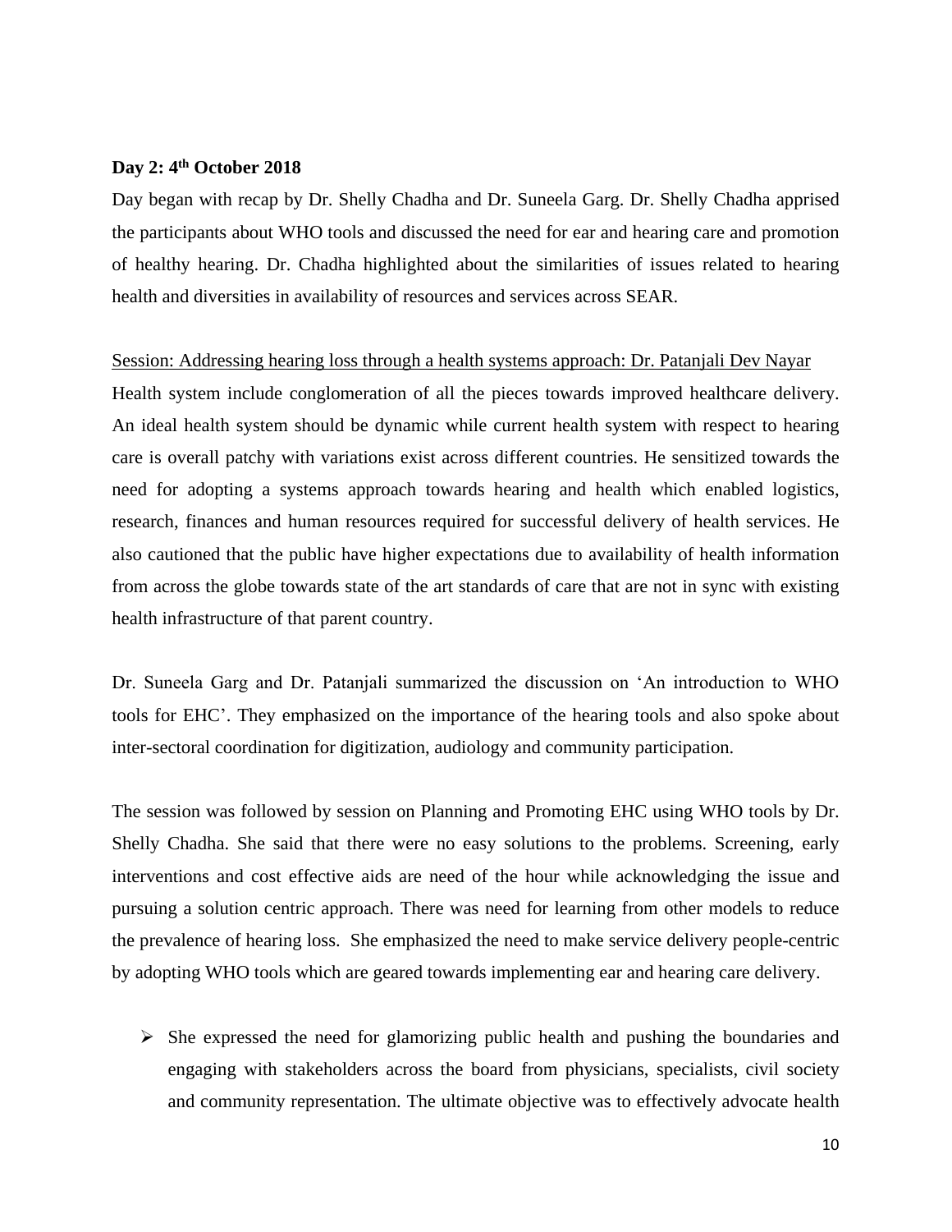**Day 2: 4th October 2018**

Day began with recap by Dr. Shelly Chadha and Dr. Suneela Garg. Dr. Shelly Chadha apprised the participants about WHO tools and discussed the need for ear and hearing care and promotion of healthy hearing. Dr. Chadha highlighted about the similarities of issues related to hearing health and diversities in availability of resources and services across SEAR.

Session: Addressing hearing loss through a health systems approach: Dr. Patanjali Dev Nayar

Health system include conglomeration of all the pieces towards improved healthcare delivery. An ideal health system should be dynamic while current health system with respect to hearing care is overall patchy with variations exist across different countries. He sensitized towards the need for adopting a systems approach towards hearing and health which enabled logistics, research, finances and human resources required for successful delivery of health services. He also cautioned that the public have higher expectations due to availability of health information from across the globe towards state of the art standards of care that are not in sync with existing health infrastructure of that parent country.

Dr. Suneela Garg and Dr. Patanjali summarized the discussion on 'An introduction to WHO tools for EHC'. They emphasized on the importance of the hearing tools and also spoke about inter-sectoral coordination for digitization, audiology and community participation.

The session was followed by session on Planning and Promoting EHC using WHO tools by Dr. Shelly Chadha. She said that there were no easy solutions to the problems. Screening, early interventions and cost effective aids are need of the hour while acknowledging the issue and pursuing a solution centric approach. There was need for learning from other models to reduce the prevalence of hearing loss. She emphasized the need to make service delivery people-centric by adopting WHO tools which are geared towards implementing ear and hearing care delivery.

- She expressed the need for glamorizing public health and pushing the boundaries and engaging with stakeholders across the board from physicians, specialists, civil society and community representation. The ultimate objective was to effectively advocate health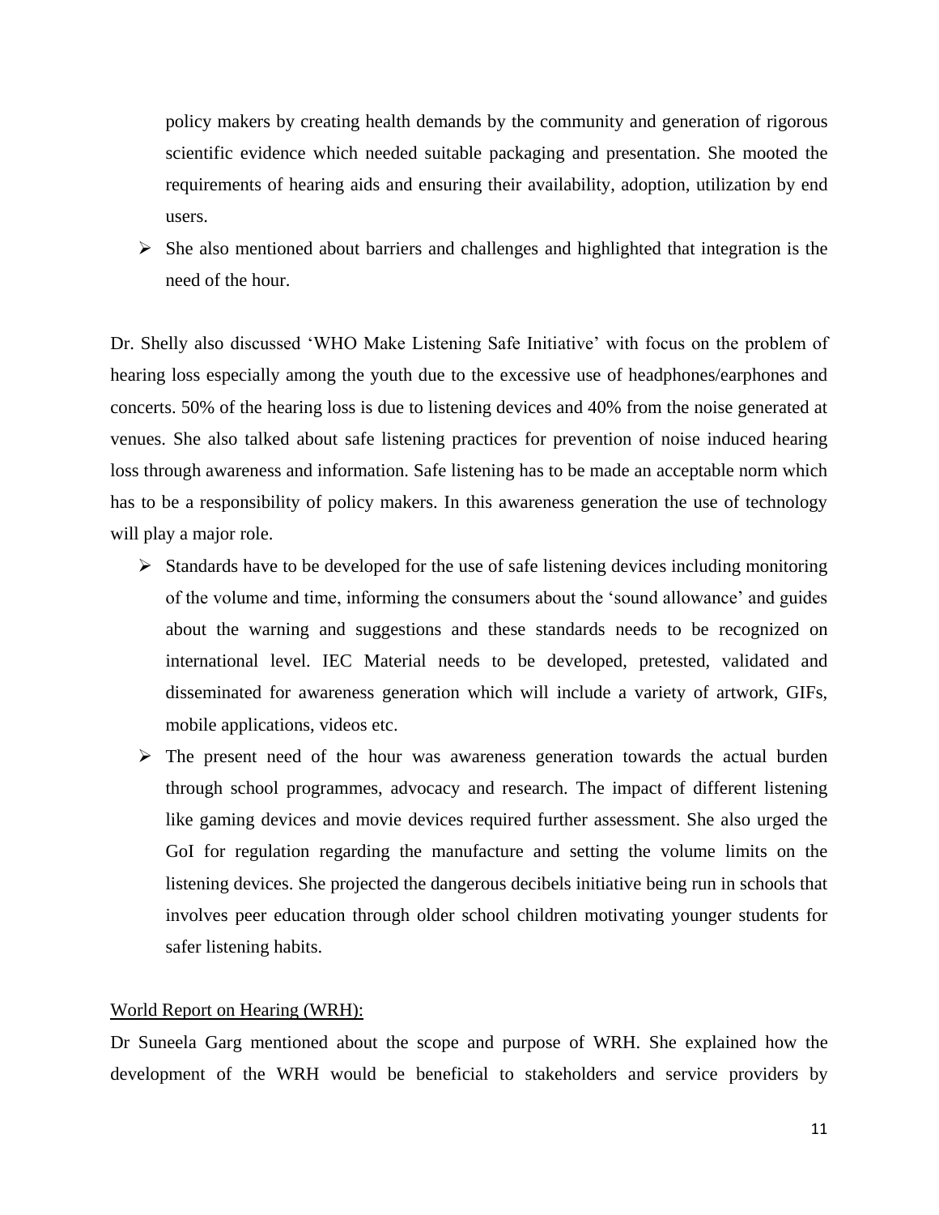policy makers by creating health demands by the community and generation of rigorous scientific evidence which needed suitable packaging and presentation. She mooted the requirements of hearing aids and ensuring their availability, adoption, utilization by end users.

- She also mentioned about barriers and challenges and highlighted that integration is the need of the hour.

Dr. Shelly also discussed 'WHO Make Listening Safe Initiative' with focus on the problem of hearing loss especially among the youth due to the excessive use of headphones/earphones and concerts. 50% of the hearing loss is due to listening devices and 40% from the noise generated at venues. She also talked about safe listening practices for prevention of noise induced hearing loss through awareness and information. Safe listening has to be made an acceptable norm which has to be a responsibility of policy makers. In this awareness generation the use of technology will play a major role.

- Standards have to be developed for the use of safe listening devices including monitoring of the volume and time, informing the consumers about the 'sound allowance' and guides about the warning and suggestions and these standards needs to be recognized on international level. IEC Material needs to be developed, pretested, validated and disseminated for awareness generation which will include a variety of artwork, GIFs, mobile applications, videos etc.
- The present need of the hour was awareness generation towards the actual burden through school programmes, advocacy and research. The impact of different listening like gaming devices and movie devices required further assessment. She also urged the GoI for regulation regarding the manufacture and setting the volume limits on the listening devices. She projected the dangerous decibels initiative being run in schools that involves peer education through older school children motivating younger students for safer listening habits.

<u>World Report on Hearing (WRH):</u>

Dr Suneela Garg mentioned about the scope and purpose of WRH. She explained how the development of the WRH would be beneficial to stakeholders and service providers by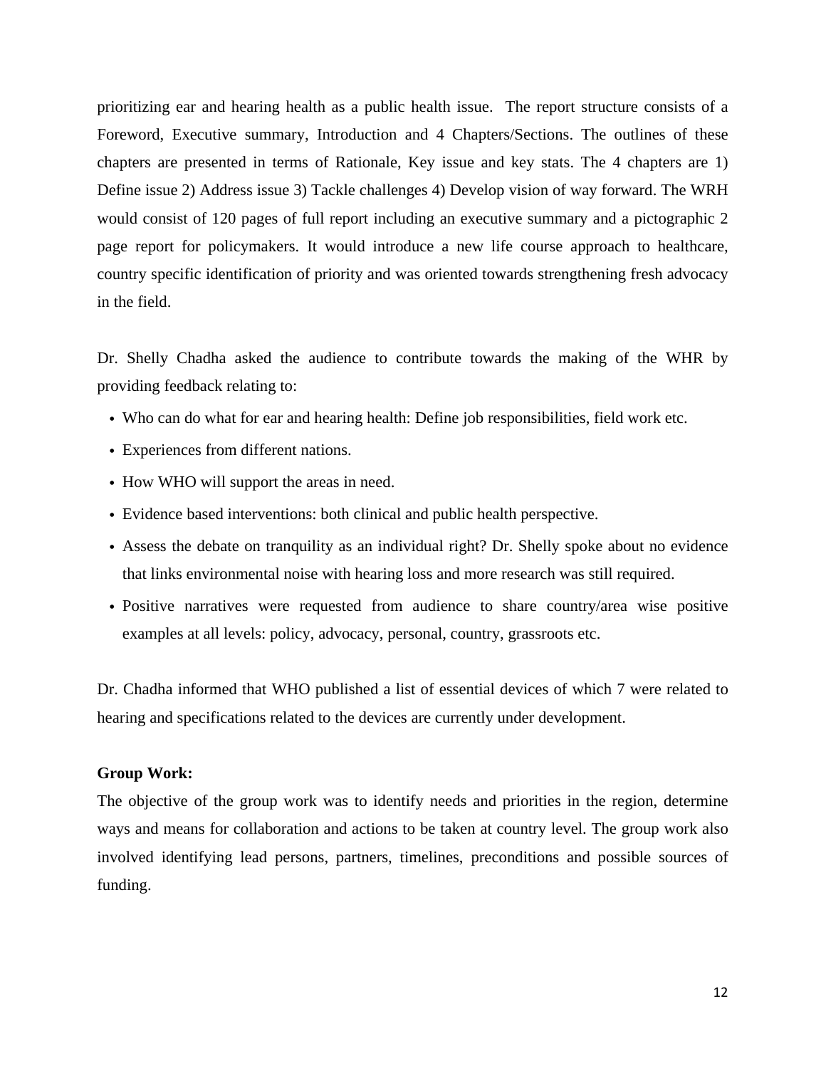prioritizing ear and hearing health as a public health issue. The report structure consists of a Foreword, Executive summary, Introduction and 4 Chapters/Sections. The outlines of these chapters are presented in terms of Rationale, Key issue and key stats. The 4 chapters are 1) Define issue 2) Address issue 3) Tackle challenges 4) Develop vision of way forward. The WRH would consist of 120 pages of full report including an executive summary and a pictographic 2 page report for policymakers. It would introduce a new life course approach to healthcare, country specific identification of priority and was oriented towards strengthening fresh advocacy in the field.

Dr. Shelly Chadha asked the audience to contribute towards the making of the WHR by providing feedback relating to:

- Who can do what for ear and hearing health: Define job responsibilities, field work etc.
- Experiences from different nations.
- How WHO will support the areas in need.
- Evidence based interventions: both clinical and public health perspective.
- Assess the debate on tranquility as an individual right? Dr. Shelly spoke about no evidence that links environmental noise with hearing loss and more research was still required.
- Positive narratives were requested from audience to share country/area wise positive examples at all levels: policy, advocacy, personal, country, grassroots etc.

Dr. Chadha informed that WHO published a list of essential devices of which 7 were related to hearing and specifications related to the devices are currently under development.

**Group Work:**

The objective of the group work was to identify needs and priorities in the region, determine ways and means for collaboration and actions to be taken at country level. The group work also involved identifying lead persons, partners, timelines, preconditions and possible sources of funding.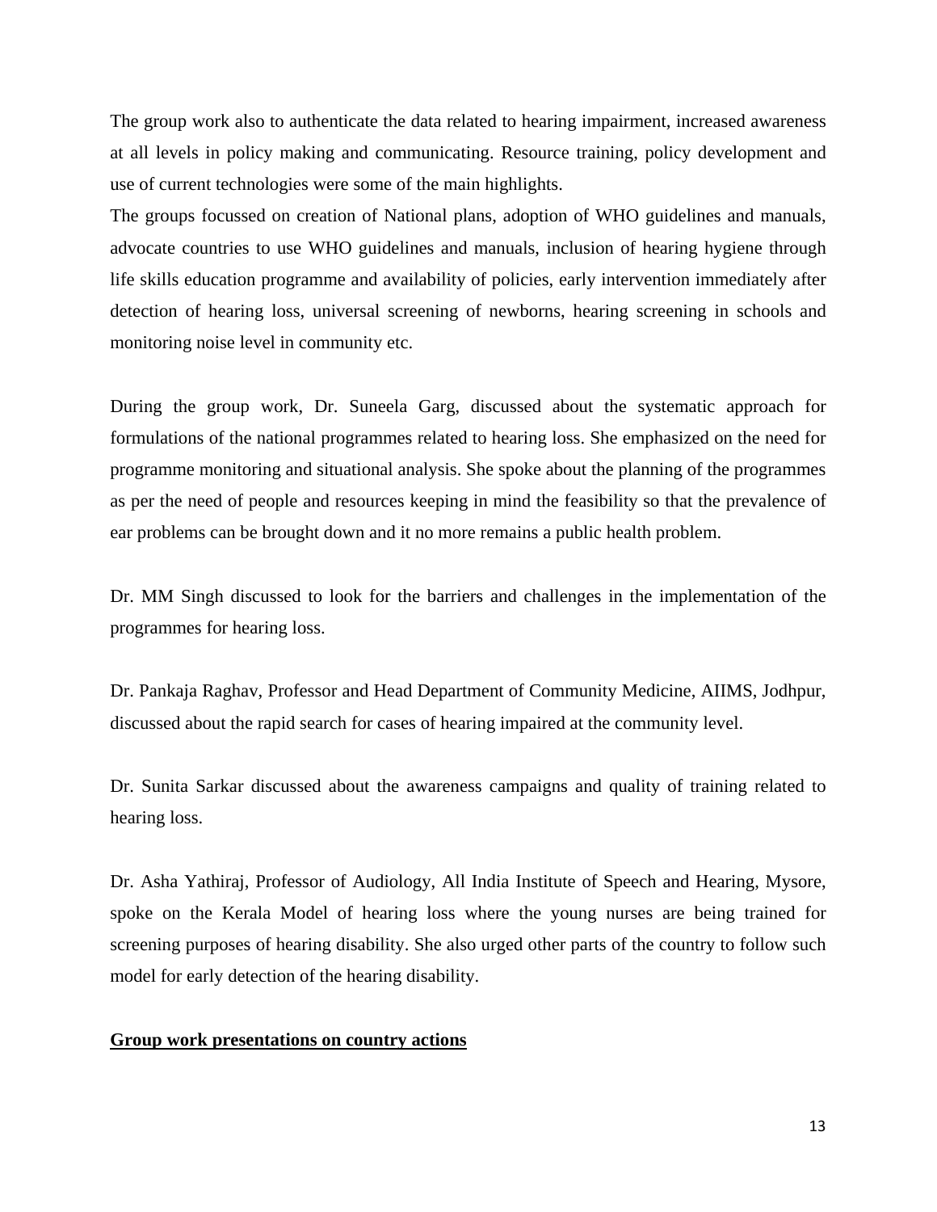The group work also to authenticate the data related to hearing impairment, increased awareness at all levels in policy making and communicating. Resource training, policy development and use of current technologies were some of the main highlights.

The groups focussed on creation of National plans, adoption of WHO guidelines and manuals, advocate countries to use WHO guidelines and manuals, inclusion of hearing hygiene through life skills education programme and availability of policies, early intervention immediately after detection of hearing loss, universal screening of newborns, hearing screening in schools and monitoring noise level in community etc.

During the group work, Dr. Suneela Garg, discussed about the systematic approach for formulations of the national programmes related to hearing loss. She emphasized on the need for programme monitoring and situational analysis. She spoke about the planning of the programmes as per the need of people and resources keeping in mind the feasibility so that the prevalence of ear problems can be brought down and it no more remains a public health problem.

Dr. MM Singh discussed to look for the barriers and challenges in the implementation of the programmes for hearing loss.

Dr. Pankaja Raghav, Professor and Head Department of Community Medicine, AIIMS, Jodhpur, discussed about the rapid search for cases of hearing impaired at the community level.

Dr. Sunita Sarkar discussed about the awareness campaigns and quality of training related to hearing loss.

Dr. Asha Yathiraj, Professor of Audiology, All India Institute of Speech and Hearing, Mysore, spoke on the Kerala Model of hearing loss where the young nurses are being trained for screening purposes of hearing disability. She also urged other parts of the country to follow such model for early detection of the hearing disability.

**Group work presentations on country actions**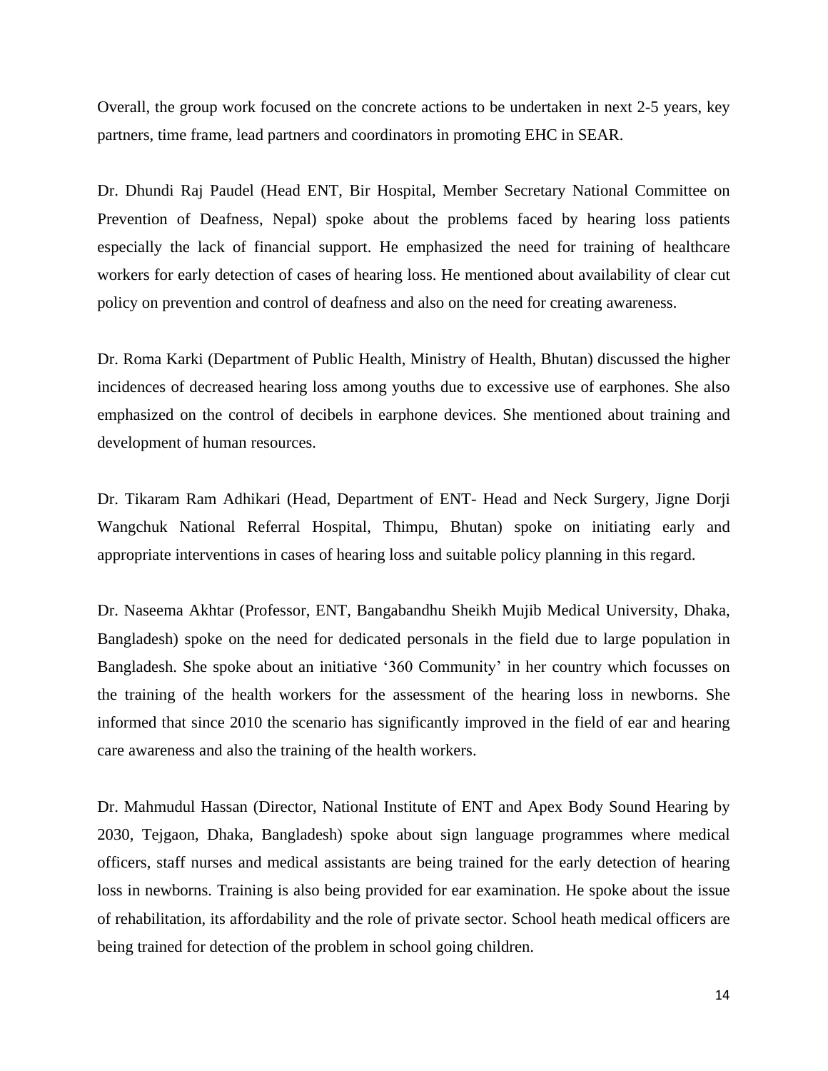Overall, the group work focused on the concrete actions to be undertaken in next 2-5 years, key partners, time frame, lead partners and coordinators in promoting EHC in SEAR.

Dr. Dhundi Raj Paudel (Head ENT, Bir Hospital, Member Secretary National Committee on Prevention of Deafness, Nepal) spoke about the problems faced by hearing loss patients especially the lack of financial support. He emphasized the need for training of healthcare workers for early detection of cases of hearing loss. He mentioned about availability of clear cut policy on prevention and control of deafness and also on the need for creating awareness.

Dr. Roma Karki (Department of Public Health, Ministry of Health, Bhutan) discussed the higher incidences of decreased hearing loss among youths due to excessive use of earphones. She also emphasized on the control of decibels in earphone devices. She mentioned about training and development of human resources.

Dr. Tikaram Ram Adhikari (Head, Department of ENT- Head and Neck Surgery, Jigne Dorji Wangchuk National Referral Hospital, Thimpu, Bhutan) spoke on initiating early and appropriate interventions in cases of hearing loss and suitable policy planning in this regard.

Dr. Naseema Akhtar (Professor, ENT, Bangabandhu Sheikh Mujib Medical University, Dhaka, Bangladesh) spoke on the need for dedicated personals in the field due to large population in Bangladesh. She spoke about an initiative '360 Community' in her country which focusses on the training of the health workers for the assessment of the hearing loss in newborns. She informed that since 2010 the scenario has significantly improved in the field of ear and hearing care awareness and also the training of the health workers.

Dr. Mahmudul Hassan (Director, National Institute of ENT and Apex Body Sound Hearing by 2030, Tejgaon, Dhaka, Bangladesh) spoke about sign language programmes where medical officers, staff nurses and medical assistants are being trained for the early detection of hearing loss in newborns. Training is also being provided for ear examination. He spoke about the issue of rehabilitation, its affordability and the role of private sector. School heath medical officers are being trained for detection of the problem in school going children.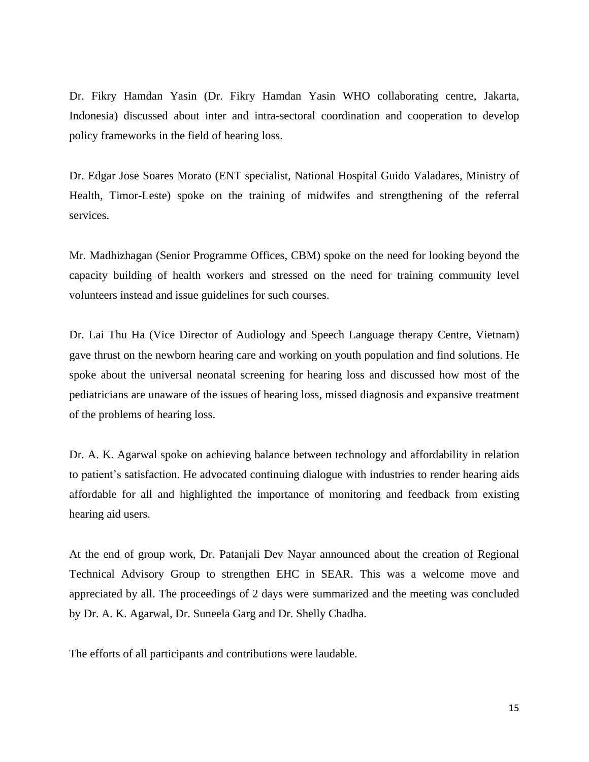Dr. Fikry Hamdan Yasin (Dr. Fikry Hamdan Yasin WHO collaborating centre, Jakarta, Indonesia) discussed about inter and intra-sectoral coordination and cooperation to develop policy frameworks in the field of hearing loss.

Dr. Edgar Jose Soares Morato (ENT specialist, National Hospital Guido Valadares, Ministry of Health, Timor-Leste) spoke on the training of midwifes and strengthening of the referral services.

Mr. Madhizhagan (Senior Programme Offices, CBM) spoke on the need for looking beyond the capacity building of health workers and stressed on the need for training community level volunteers instead and issue guidelines for such courses.

Dr. Lai Thu Ha (Vice Director of Audiology and Speech Language therapy Centre, Vietnam) gave thrust on the newborn hearing care and working on youth population and find solutions. He spoke about the universal neonatal screening for hearing loss and discussed how most of the pediatricians are unaware of the issues of hearing loss, missed diagnosis and expansive treatment of the problems of hearing loss.

Dr. A. K. Agarwal spoke on achieving balance between technology and affordability in relation to patient's satisfaction. He advocated continuing dialogue with industries to render hearing aids affordable for all and highlighted the importance of monitoring and feedback from existing hearing aid users.

At the end of group work, Dr. Patanjali Dev Nayar announced about the creation of Regional Technical Advisory Group to strengthen EHC in SEAR. This was a welcome move and appreciated by all. The proceedings of 2 days were summarized and the meeting was concluded by Dr. A. K. Agarwal, Dr. Suneela Garg and Dr. Shelly Chadha.

The efforts of all participants and contributions were laudable.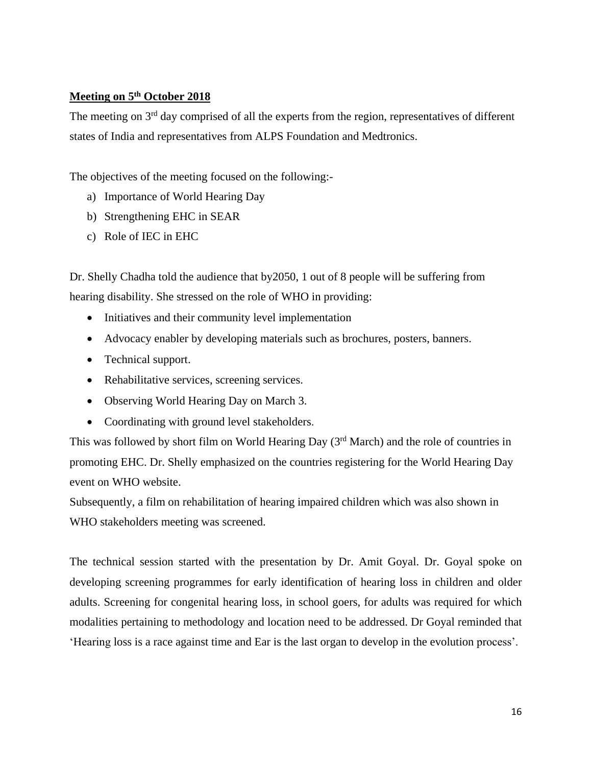**Meeting on 5th October 2018**

The meeting on 3rd day comprised of all the experts from the region, representatives of different states of India and representatives from ALPS Foundation and Medtronics.

The objectives of the meeting focused on the following:-

a) Importance of World Hearing Day
b) Strengthening EHC in SEAR
c) Role of IEC in EHC

Dr. Shelly Chadha told the audience that by2050, 1 out of 8 people will be suffering from hearing disability. She stressed on the role of WHO in providing:

- Initiatives and their community level implementation
- Advocacy enabler by developing materials such as brochures, posters, banners.
- Technical support.
- Rehabilitative services, screening services.
- Observing World Hearing Day on March 3.
- Coordinating with ground level stakeholders.

This was followed by short film on World Hearing Day (3rd March) and the role of countries in promoting EHC. Dr. Shelly emphasized on the countries registering for the World Hearing Day event on WHO website.

Subsequently, a film on rehabilitation of hearing impaired children which was also shown in WHO stakeholders meeting was screened.

The technical session started with the presentation by Dr. Amit Goyal. Dr. Goyal spoke on developing screening programmes for early identification of hearing loss in children and older adults. Screening for congenital hearing loss, in school goers, for adults was required for which modalities pertaining to methodology and location need to be addressed. Dr Goyal reminded that 'Hearing loss is a race against time and Ear is the last organ to develop in the evolution process'.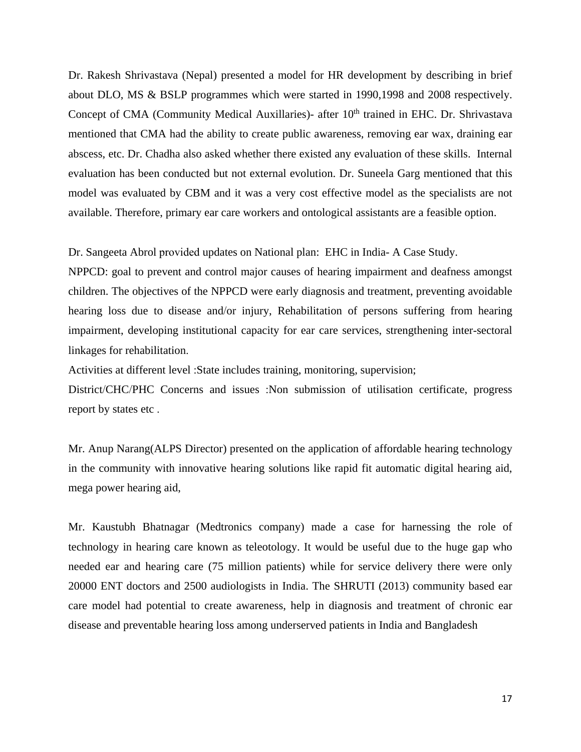Dr. Rakesh Shrivastava (Nepal) presented a model for HR development by describing in brief about DLO, MS & BSLP programmes which were started in 1990,1998 and 2008 respectively. Concept of CMA (Community Medical Auxillaries)- after 10$^{th}$ trained in EHC. Dr. Shrivastava mentioned that CMA had the ability to create public awareness, removing ear wax, draining ear abscess, etc. Dr. Chadha also asked whether there existed any evaluation of these skills. Internal evaluation has been conducted but not external evolution. Dr. Suneela Garg mentioned that this model was evaluated by CBM and it was a very cost effective model as the specialists are not available. Therefore, primary ear care workers and ontological assistants are a feasible option.

Dr. Sangeeta Abrol provided updates on National plan: EHC in India- A Case Study.

NPPCD: goal to prevent and control major causes of hearing impairment and deafness amongst children. The objectives of the NPPCD were early diagnosis and treatment, preventing avoidable hearing loss due to disease and/or injury, Rehabilitation of persons suffering from hearing impairment, developing institutional capacity for ear care services, strengthening inter-sectoral linkages for rehabilitation.

Activities at different level :State includes training, monitoring, supervision;

District/CHC/PHC Concerns and issues :Non submission of utilisation certificate, progress report by states etc .

Mr. Anup Narang(ALPS Director) presented on the application of affordable hearing technology in the community with innovative hearing solutions like rapid fit automatic digital hearing aid, mega power hearing aid,

Mr. Kaustubh Bhatnagar (Medtronics company) made a case for harnessing the role of technology in hearing care known as teleotology. It would be useful due to the huge gap who needed ear and hearing care (75 million patients) while for service delivery there were only 20000 ENT doctors and 2500 audiologists in India. The SHRUTI (2013) community based ear care model had potential to create awareness, help in diagnosis and treatment of chronic ear disease and preventable hearing loss among underserved patients in India and Bangladesh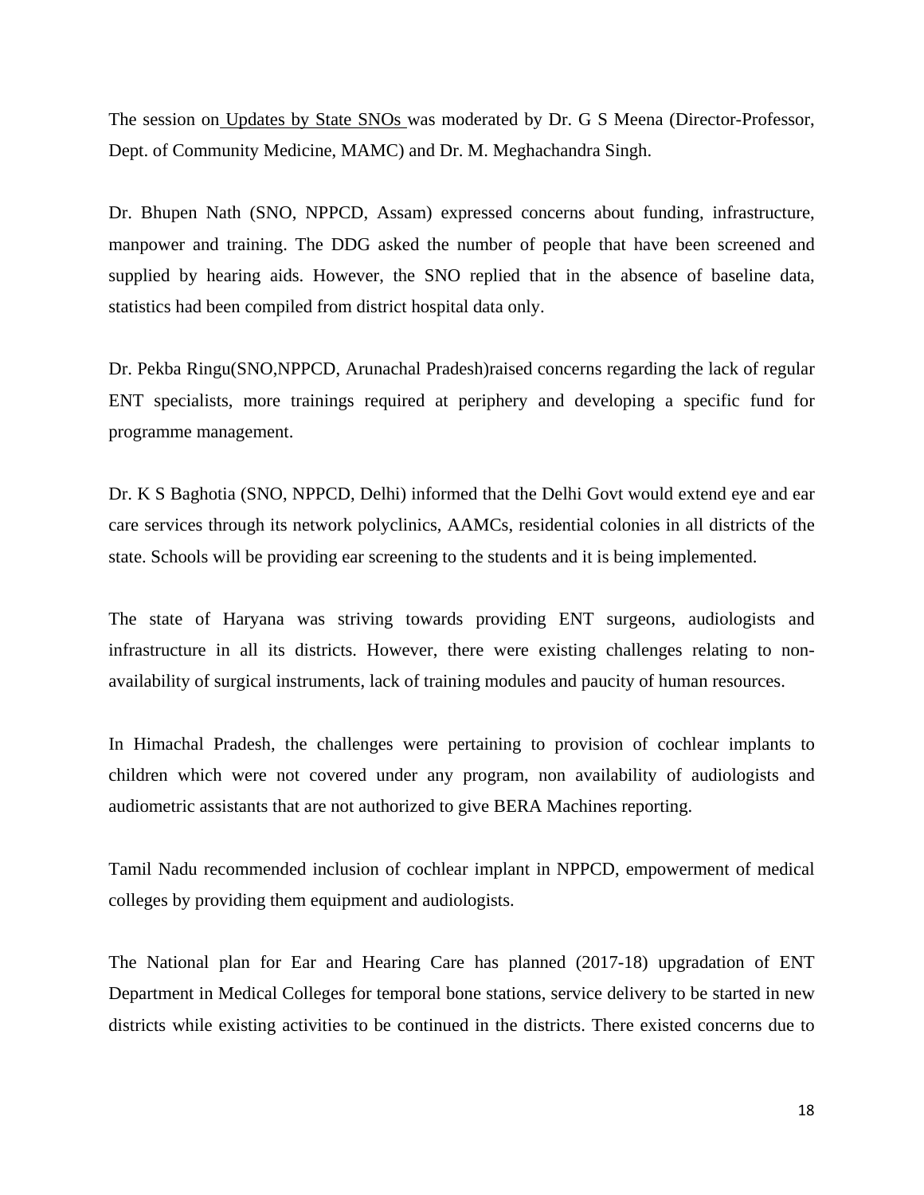The session on Updates by State SNOs was moderated by Dr. G S Meena (Director-Professor, Dept. of Community Medicine, MAMC) and Dr. M. Meghachandra Singh.

Dr. Bhupen Nath (SNO, NPPCD, Assam) expressed concerns about funding, infrastructure, manpower and training. The DDG asked the number of people that have been screened and supplied by hearing aids. However, the SNO replied that in the absence of baseline data, statistics had been compiled from district hospital data only.

Dr. Pekba Ringu(SNO,NPPCD, Arunachal Pradesh)raised concerns regarding the lack of regular ENT specialists, more trainings required at periphery and developing a specific fund for programme management.

Dr. K S Baghotia (SNO, NPPCD, Delhi) informed that the Delhi Govt would extend eye and ear care services through its network polyclinics, AAMCs, residential colonies in all districts of the state. Schools will be providing ear screening to the students and it is being implemented.

The state of Haryana was striving towards providing ENT surgeons, audiologists and infrastructure in all its districts. However, there were existing challenges relating to non-availability of surgical instruments, lack of training modules and paucity of human resources.

In Himachal Pradesh, the challenges were pertaining to provision of cochlear implants to children which were not covered under any program, non availability of audiologists and audiometric assistants that are not authorized to give BERA Machines reporting.

Tamil Nadu recommended inclusion of cochlear implant in NPPCD, empowerment of medical colleges by providing them equipment and audiologists.

The National plan for Ear and Hearing Care has planned (2017-18) upgradation of ENT Department in Medical Colleges for temporal bone stations, service delivery to be started in new districts while existing activities to be continued in the districts. There existed concerns due to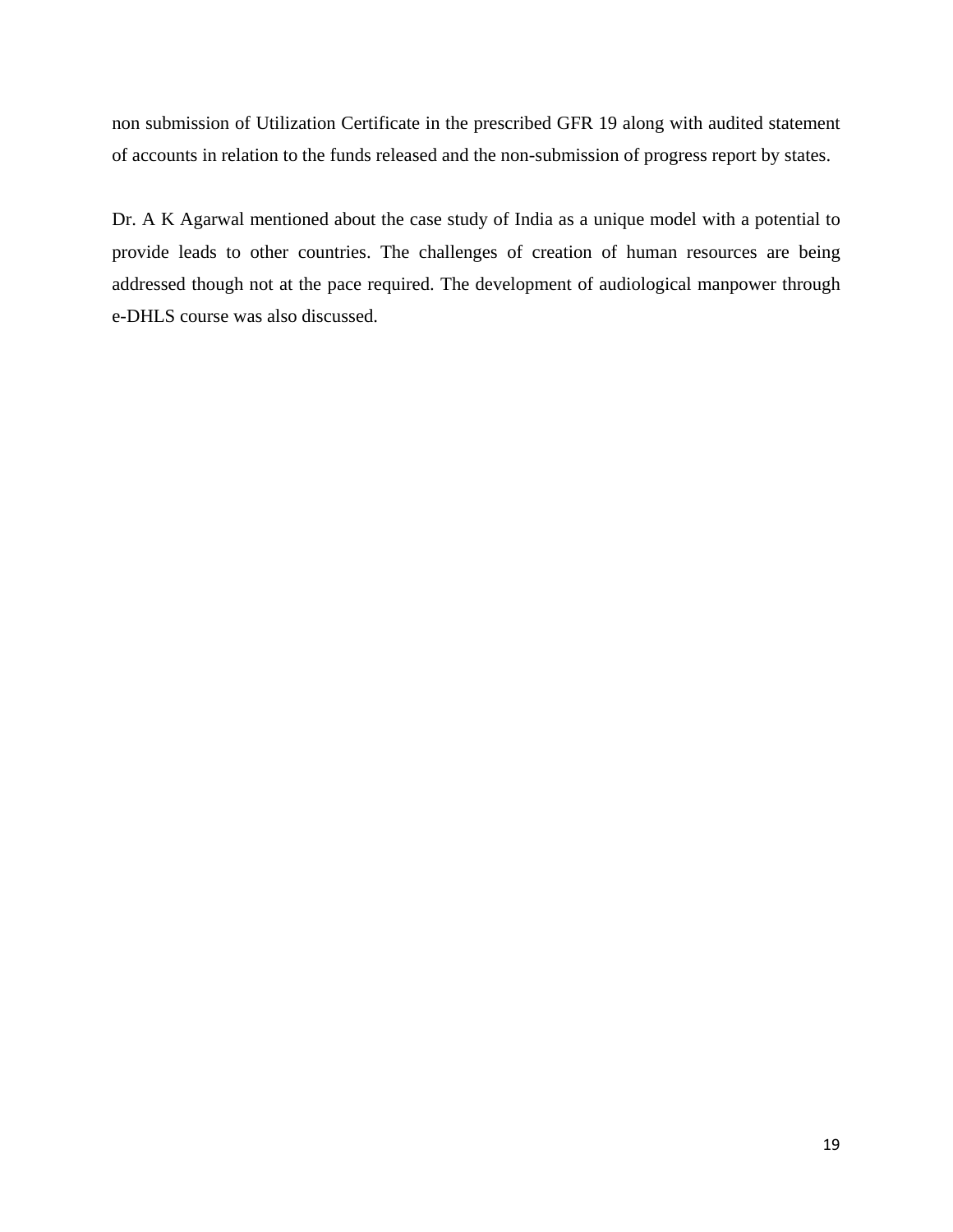non submission of Utilization Certificate in the prescribed GFR 19 along with audited statement of accounts in relation to the funds released and the non-submission of progress report by states.

Dr. A K Agarwal mentioned about the case study of India as a unique model with a potential to provide leads to other countries. The challenges of creation of human resources are being addressed though not at the pace required. The development of audiological manpower through e-DHLS course was also discussed.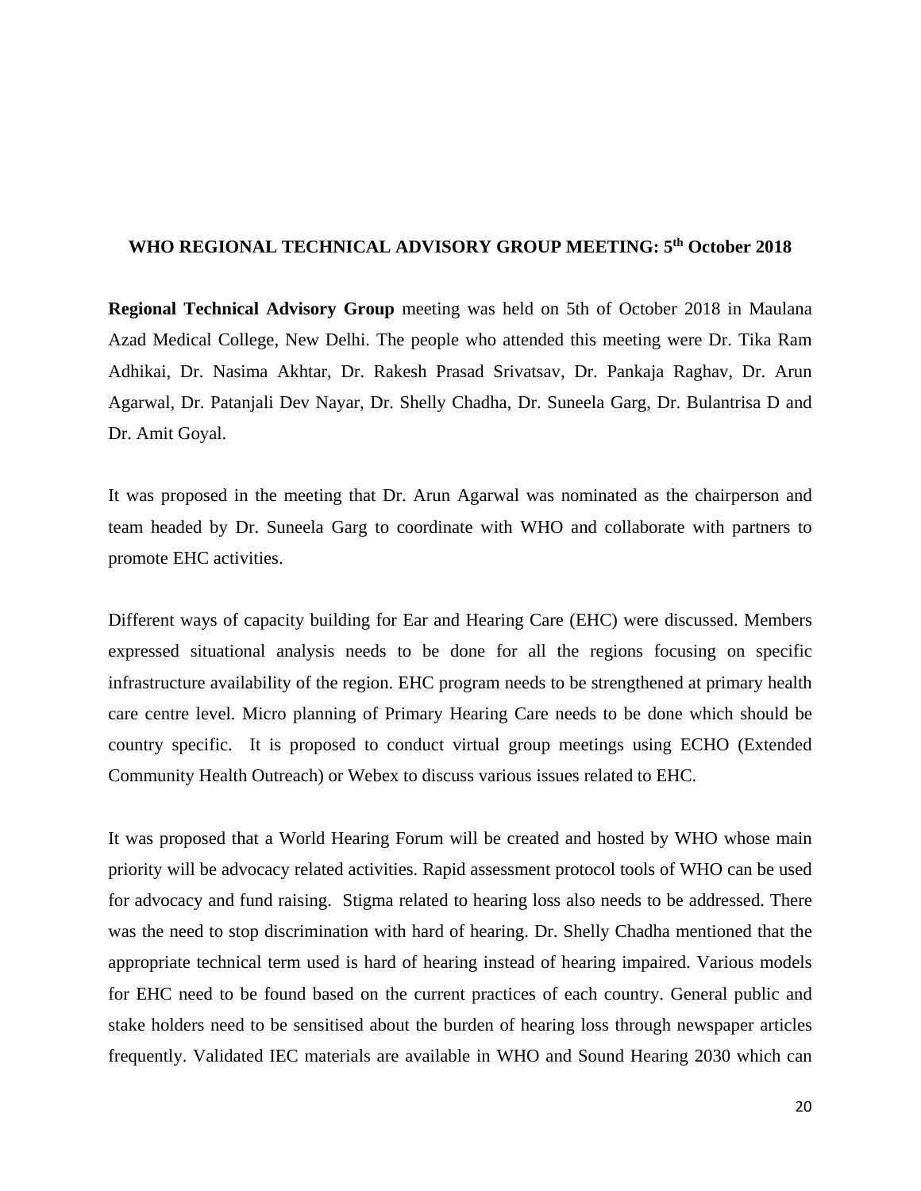## WHO REGIONAL TECHNICAL ADVISORY GROUP MEETING: 5th October 2018

**Regional Technical Advisory Group** meeting was held on 5th of October 2018 in Maulana Azad Medical College, New Delhi. The people who attended this meeting were Dr. Tika Ram Adhikai, Dr. Nasima Akhtar, Dr. Rakesh Prasad Srivatsav, Dr. Pankaja Raghav, Dr. Arun Agarwal, Dr. Patanjali Dev Nayar, Dr. Shelly Chadha, Dr. Suneela Garg, Dr. Bulantrisa D and Dr. Amit Goyal.

It was proposed in the meeting that Dr. Arun Agarwal was nominated as the chairperson and team headed by Dr. Suneela Garg to coordinate with WHO and collaborate with partners to promote EHC activities.

Different ways of capacity building for Ear and Hearing Care (EHC) were discussed. Members expressed situational analysis needs to be done for all the regions focusing on specific infrastructure availability of the region. EHC program needs to be strengthened at primary health care centre level. Micro planning of Primary Hearing Care needs to be done which should be country specific. It is proposed to conduct virtual group meetings using ECHO (Extended Community Health Outreach) or Webex to discuss various issues related to EHC.

It was proposed that a World Hearing Forum will be created and hosted by WHO whose main priority will be advocacy related activities. Rapid assessment protocol tools of WHO can be used for advocacy and fund raising. Stigma related to hearing loss also needs to be addressed. There was the need to stop discrimination with hard of hearing. Dr. Shelly Chadha mentioned that the appropriate technical term used is hard of hearing instead of hearing impaired. Various models for EHC need to be found based on the current practices of each country. General public and stake holders need to be sensitised about the burden of hearing loss through newspaper articles frequently. Validated IEC materials are available in WHO and Sound Hearing 2030 which can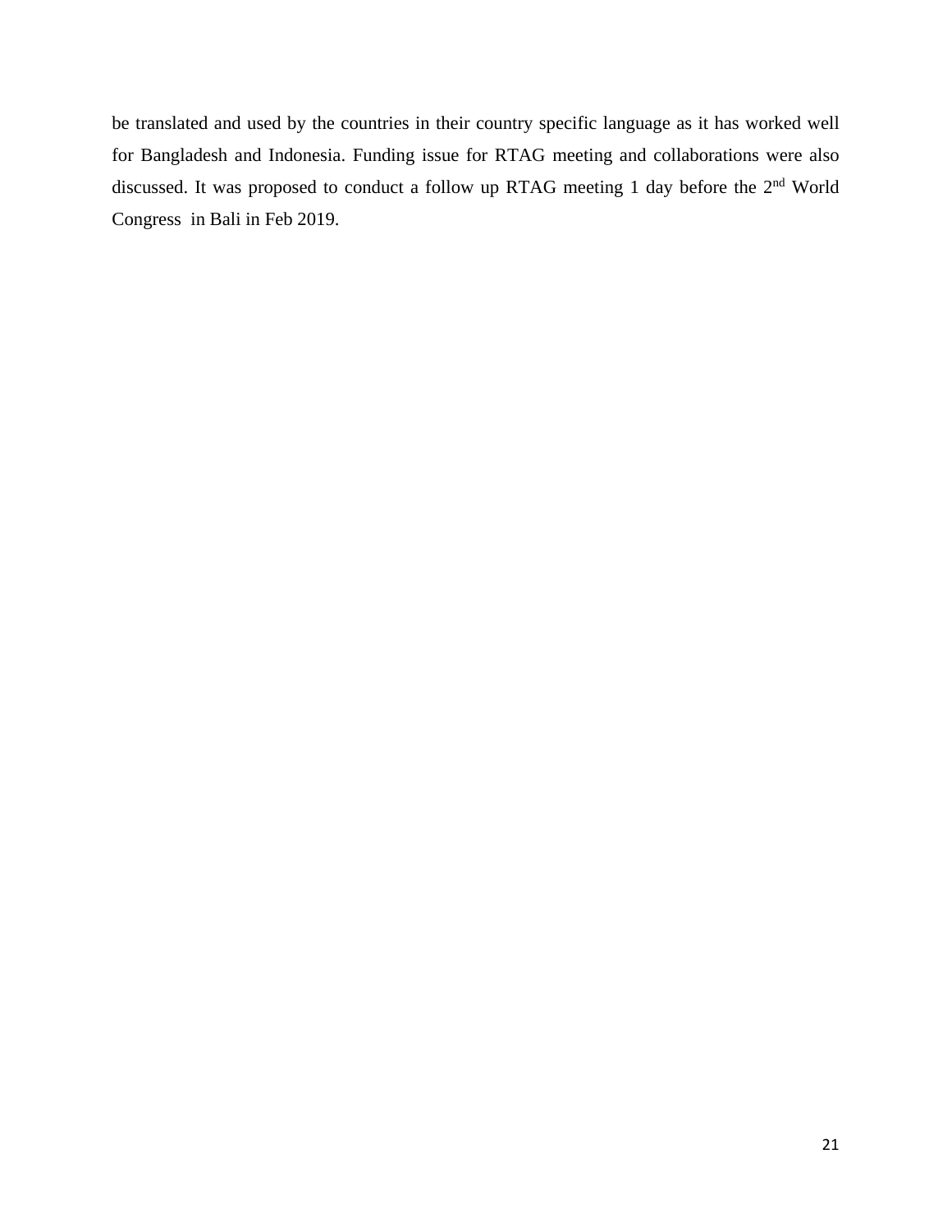be translated and used by the countries in their country specific language as it has worked well for Bangladesh and Indonesia. Funding issue for RTAG meeting and collaborations were also discussed. It was proposed to conduct a follow up RTAG meeting 1 day before the 2nd World Congress in Bali in Feb 2019.